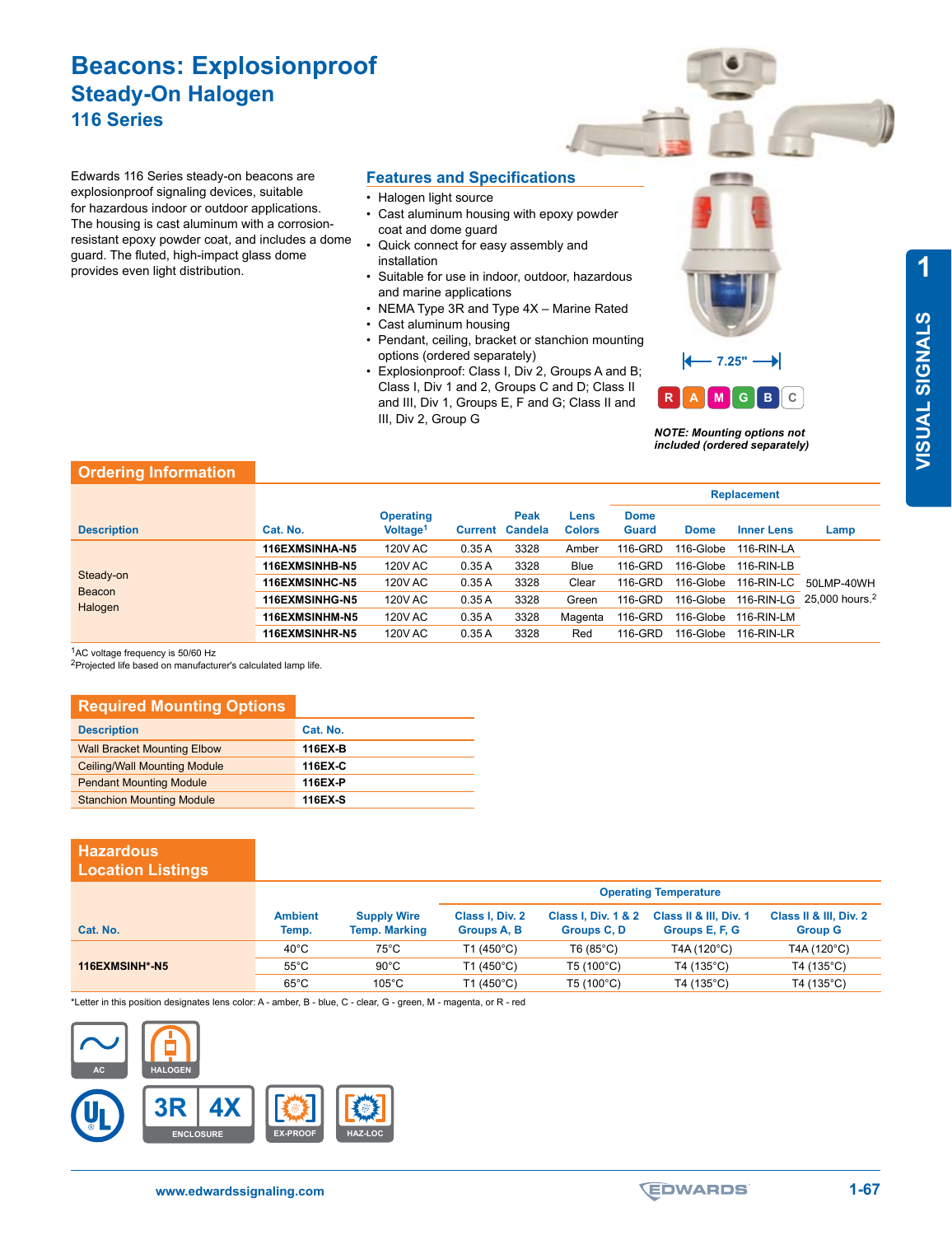# Beacons: Explosionproof

## Steady-On Halogen

## 116 Series

Edwards 116 Series steady-on beacons are explosionproof signaling devices, suitable for hazardous indoor or outdoor applications. The housing is cast aluminum with a corrosion-resistant epoxy powder coat, and includes a dome guard. The fluted, high-impact glass dome provides even light distribution.

### Features and Specifications

- Halogen light source
- Cast aluminum housing with epoxy powder coat and dome guard
- Quick connect for easy assembly and installation
- Suitable for use in indoor, outdoor, hazardous and marine applications
- NEMA Type 3R and Type 4X – Marine Rated
- Cast aluminum housing
- Pendant, ceiling, bracket or stanchion mounting options (ordered separately)
- Explosionproof: Class I, Div 2, Groups A and B; Class I, Div 1 and 2, Groups C and D; Class II and III, Div 1, Groups E, F and G; Class II and III, Div 2, Group G

7.25"

R A M G B C

*NOTE: Mounting options not included (ordered separately)*

## Ordering Information

| Description | Cat. No. | Operating Voltage[1] | Current | Peak Candela | Lens Colors | Replacement | | | |
|---|---|---|---|---|---|---|---|---|---|
| | | | | | | Dome Guard | Dome | Inner Lens | Lamp |
| Steady-on Beacon Halogen | 116EXMSINHA-N5 | 120V AC | 0.35 A | 3328 | Amber | 116-GRD | 116-Globe | 116-RIN-LA | 50LMP-40WH 25,000 hours.[2] |
| | 116EXMSINHB-N5 | 120V AC | 0.35 A | 3328 | Blue | 116-GRD | 116-Globe | 116-RIN-LB | |
| | 116EXMSINHC-N5 | 120V AC | 0.35 A | 3328 | Clear | 116-GRD | 116-Globe | 116-RIN-LC | |
| | 116EXMSINHG-N5 | 120V AC | 0.35 A | 3328 | Green | 116-GRD | 116-Globe | 116-RIN-LG | |
| | 116EXMSINHM-N5 | 120V AC | 0.35 A | 3328 | Magenta | 116-GRD | 116-Globe | 116-RIN-LM | |
| | 116EXMSINHR-N5 | 120V AC | 0.35 A | 3328 | Red | 116-GRD | 116-Globe | 116-RIN-LR | |

[1]AC voltage frequency is 50/60 Hz
[2]Projected life based on manufacturer's calculated lamp life.

## Required Mounting Options

| Description | Cat. No. |
|---|---|
| Wall Bracket Mounting Elbow | 116EX-B |
| Ceiling/Wall Mounting Module | 116EX-C |
| Pendant Mounting Module | 116EX-P |
| Stanchion Mounting Module | 116EX-S |

## Hazardous Location Listings

| Cat. No. | Ambient Temp. | Supply Wire Temp. Marking | Operating Temperature | | | |
|---|---|---|---|---|---|---|
| | | | Class I, Div. 2 Groups A, B | Class I, Div. 1 & 2 Groups C, D | Class II & III, Div. 1 Groups E, F, G | Class II & III, Div. 2 Group G |
| 116EXMSINH*-N5 | 40°C | 75°C | T1 (450°C) | T6 (85°C) | T4A (120°C) | T4A (120°C) |
| | 55°C | 90°C | T1 (450°C) | T5 (100°C) | T4 (135°C) | T4 (135°C) |
| | 65°C | 105°C | T1 (450°C) | T5 (100°C) | T4 (135°C) | T4 (135°C) |

*Letter in this position designates lens color: A - amber, B - blue, C - clear, G - green, M - magenta, or R - red

AC HALOGEN

3R 4X ENCLOSURE EX-PROOF HAZ-LOC

www.edwardssignaling.com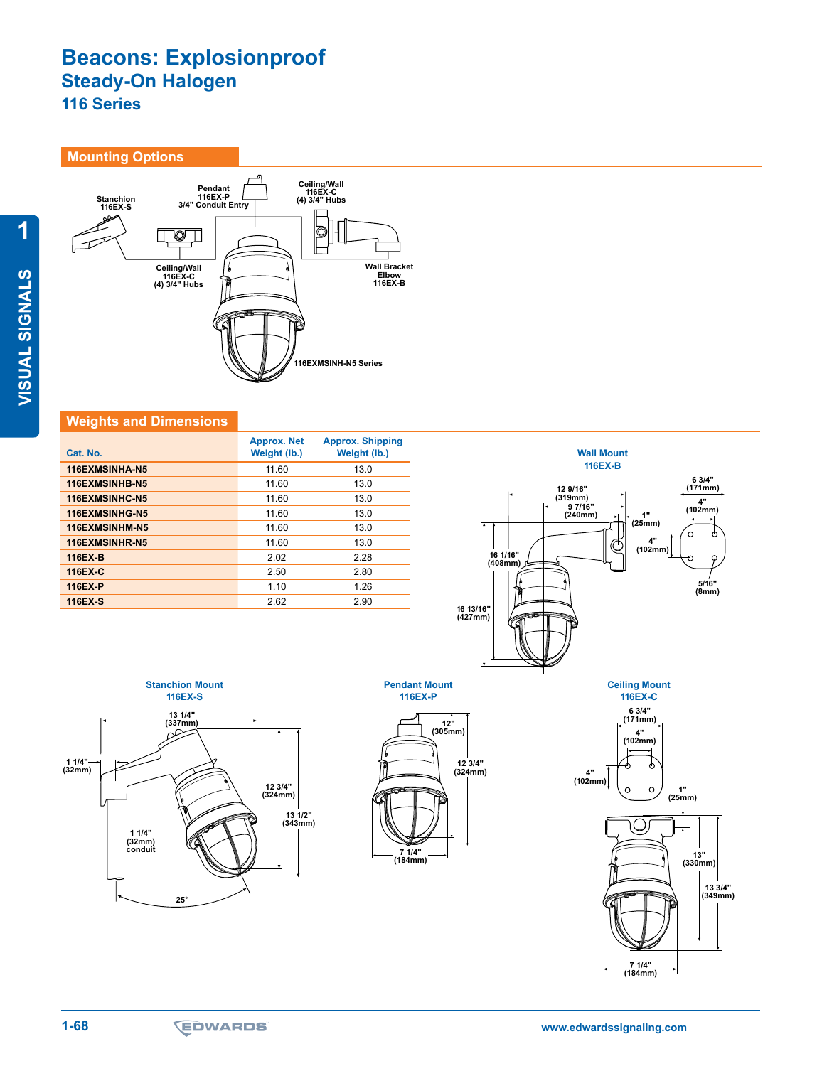# Beacons: Explosionproof

## Steady-On Halogen

### 116 Series

## Mounting Options

Stanchion
116EX-S

Pendant
116EX-P
3/4" Conduit Entry

Ceiling/Wall
116EX-C
(4) 3/4" Hubs

Ceiling/Wall
116EX-C
(4) 3/4" Hubs

Wall Bracket
Elbow
116EX-B

116EXMSINH-N5 Series

## Weights and Dimensions

| Cat. No. | Approx. Net Weight (lb.) | Approx. Shipping Weight (lb.) |
|---|---|---|
| 116EXMSINHA-N5 | 11.60 | 13.0 |
| 116EXMSINHB-N5 | 11.60 | 13.0 |
| 116EXMSINHC-N5 | 11.60 | 13.0 |
| 116EXMSINHG-N5 | 11.60 | 13.0 |
| 116EXMSINHM-N5 | 11.60 | 13.0 |
| 116EXMSINHR-N5 | 11.60 | 13.0 |
| 116EX-B | 2.02 | 2.28 |
| 116EX-C | 2.50 | 2.80 |
| 116EX-P | 1.10 | 1.26 |
| 116EX-S | 2.62 | 2.90 |

Wall Mount
116EX-B

12 9/16" (319mm)
9 7/16" (240mm)
1" (25mm)
6 3/4" (171mm)
4" (102mm)
4" (102mm)
16 1/16" (408mm)
16 13/16" (427mm)
5/16" (8mm)

Stanchion Mount
116EX-S

13 1/4" (337mm)
1 1/4" (32mm)
12 3/4" (324mm)
13 1/2" (343mm)
1 1/4" (32mm) conduit
25°

Pendant Mount
116EX-P

12" (305mm)
12 3/4" (324mm)
7 1/4" (184mm)

Ceiling Mount
116EX-C

6 3/4" (171mm)
4" (102mm)
4" (102mm)
1" (25mm)
13" (330mm)
13 3/4" (349mm)
7 1/4" (184mm)